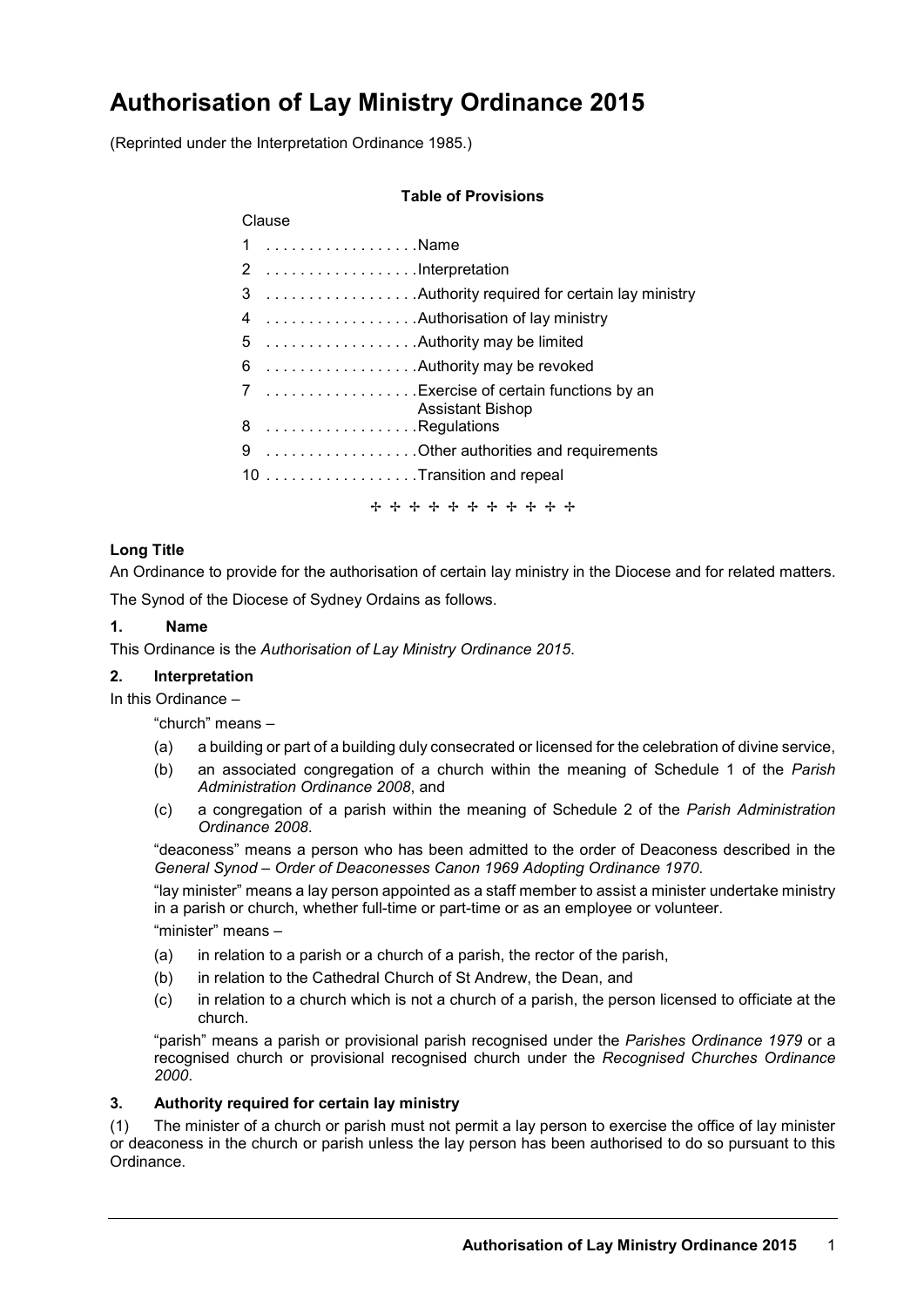# Authorisation of Lay Ministry Ordinance 2015

(Reprinted under the Interpretation Ordinance 1985.)

**Table of Provisions**

| Clause | |
|---|---|
| 1 | Name |
| 2 | Interpretation |
| 3 | Authority required for certain lay ministry |
| 4 | Authorisation of lay ministry |
| 5 | Authority may be limited |
| 6 | Authority may be revoked |
| 7 | Exercise of certain functions by an Assistant Bishop |
| 8 | Regulations |
| 9 | Other authorities and requirements |
| 10 | Transition and repeal |

✢ ✢ ✢ ✢ ✢ ✢ ✢ ✢ ✢ ✢ ✢ ✢

### Long Title

An Ordinance to provide for the authorisation of certain lay ministry in the Diocese and for related matters.

The Synod of the Diocese of Sydney Ordains as follows.

### 1. Name

This Ordinance is the *Authorisation of Lay Ministry Ordinance 2015*.

### 2. Interpretation

In this Ordinance –

"church" means –

(a) a building or part of a building duly consecrated or licensed for the celebration of divine service,

(b) an associated congregation of a church within the meaning of Schedule 1 of the *Parish Administration Ordinance 2008*, and

(c) a congregation of a parish within the meaning of Schedule 2 of the *Parish Administration Ordinance 2008*.

"deaconess" means a person who has been admitted to the order of Deaconess described in the *General Synod – Order of Deaconesses Canon 1969 Adopting Ordinance 1970*.

"lay minister" means a lay person appointed as a staff member to assist a minister undertake ministry in a parish or church, whether full-time or part-time or as an employee or volunteer.

"minister" means –

(a) in relation to a parish or a church of a parish, the rector of the parish,

(b) in relation to the Cathedral Church of St Andrew, the Dean, and

(c) in relation to a church which is not a church of a parish, the person licensed to officiate at the church.

"parish" means a parish or provisional parish recognised under the *Parishes Ordinance 1979* or a recognised church or provisional recognised church under the *Recognised Churches Ordinance 2000*.

### 3. Authority required for certain lay ministry

(1) The minister of a church or parish must not permit a lay person to exercise the office of lay minister or deaconess in the church or parish unless the lay person has been authorised to do so pursuant to this Ordinance.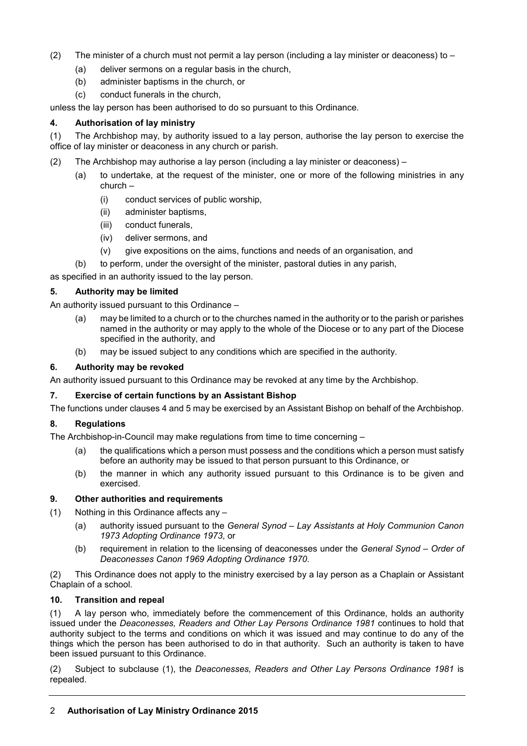(2) The minister of a church must not permit a lay person (including a lay minister or deaconess) to –

(a) deliver sermons on a regular basis in the church,

(b) administer baptisms in the church, or

(c) conduct funerals in the church,

unless the lay person has been authorised to do so pursuant to this Ordinance.

### 4. Authorisation of lay ministry

(1) The Archbishop may, by authority issued to a lay person, authorise the lay person to exercise the office of lay minister or deaconess in any church or parish.

(2) The Archbishop may authorise a lay person (including a lay minister or deaconess) –

(a) to undertake, at the request of the minister, one or more of the following ministries in any church –

(i) conduct services of public worship,

(ii) administer baptisms,

(iii) conduct funerals,

(iv) deliver sermons, and

(v) give expositions on the aims, functions and needs of an organisation, and

(b) to perform, under the oversight of the minister, pastoral duties in any parish,

as specified in an authority issued to the lay person.

### 5. Authority may be limited

An authority issued pursuant to this Ordinance –

(a) may be limited to a church or to the churches named in the authority or to the parish or parishes named in the authority or may apply to the whole of the Diocese or to any part of the Diocese specified in the authority, and

(b) may be issued subject to any conditions which are specified in the authority.

### 6. Authority may be revoked

An authority issued pursuant to this Ordinance may be revoked at any time by the Archbishop.

### 7. Exercise of certain functions by an Assistant Bishop

The functions under clauses 4 and 5 may be exercised by an Assistant Bishop on behalf of the Archbishop.

### 8. Regulations

The Archbishop-in-Council may make regulations from time to time concerning –

(a) the qualifications which a person must possess and the conditions which a person must satisfy before an authority may be issued to that person pursuant to this Ordinance, or

(b) the manner in which any authority issued pursuant to this Ordinance is to be given and exercised.

### 9. Other authorities and requirements

(1) Nothing in this Ordinance affects any –

(a) authority issued pursuant to the *General Synod – Lay Assistants at Holy Communion Canon 1973 Adopting Ordinance 1973*, or

(b) requirement in relation to the licensing of deaconesses under the *General Synod – Order of Deaconesses Canon 1969 Adopting Ordinance 1970*.

(2) This Ordinance does not apply to the ministry exercised by a lay person as a Chaplain or Assistant Chaplain of a school.

### 10. Transition and repeal

(1) A lay person who, immediately before the commencement of this Ordinance, holds an authority issued under the *Deaconesses, Readers and Other Lay Persons Ordinance 1981* continues to hold that authority subject to the terms and conditions on which it was issued and may continue to do any of the things which the person has been authorised to do in that authority. Such an authority is taken to have been issued pursuant to this Ordinance.

(2) Subject to subclause (1), the *Deaconesses, Readers and Other Lay Persons Ordinance 1981* is repealed.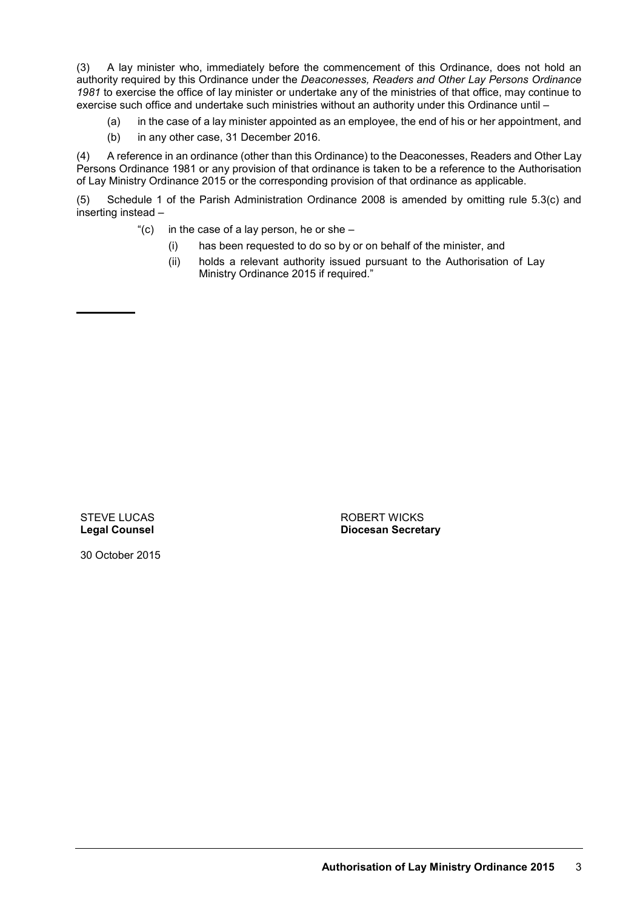(3) A lay minister who, immediately before the commencement of this Ordinance, does not hold an authority required by this Ordinance under the *Deaconesses, Readers and Other Lay Persons Ordinance 1981* to exercise the office of lay minister or undertake any of the ministries of that office, may continue to exercise such office and undertake such ministries without an authority under this Ordinance until –

- (a) in the case of a lay minister appointed as an employee, the end of his or her appointment, and
- (b) in any other case, 31 December 2016.

(4) A reference in an ordinance (other than this Ordinance) to the Deaconesses, Readers and Other Lay Persons Ordinance 1981 or any provision of that ordinance is taken to be a reference to the Authorisation of Lay Ministry Ordinance 2015 or the corresponding provision of that ordinance as applicable.

(5) Schedule 1 of the Parish Administration Ordinance 2008 is amended by omitting rule 5.3(c) and inserting instead –

> "(c) in the case of a lay person, he or she –
>
> (i) has been requested to do so by or on behalf of the minister, and
>
> (ii) holds a relevant authority issued pursuant to the Authorisation of Lay Ministry Ordinance 2015 if required."

---

STEVE LUCAS
**Legal Counsel**

ROBERT WICKS
**Diocesan Secretary**

30 October 2015